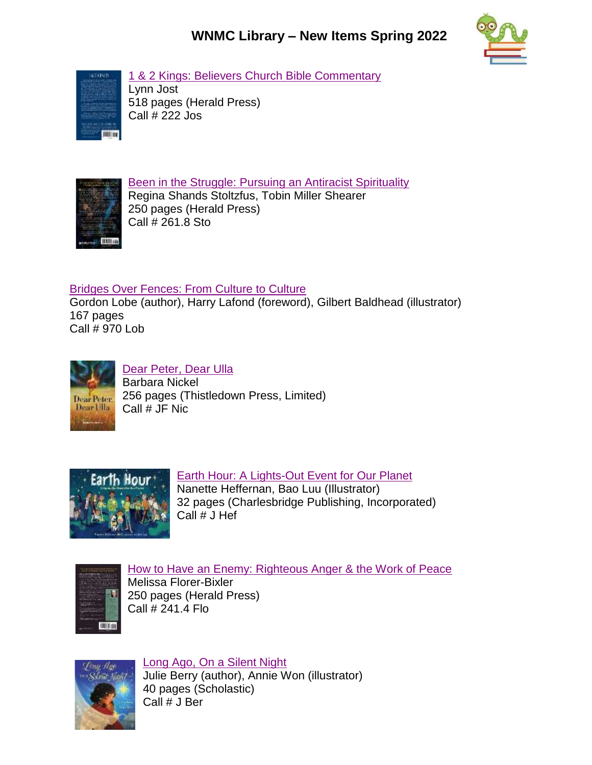# WNMC Library – New Items Spring 2022

1 & 2 Kings: Believers Church Bible Commentary
Lynn Jost
518 pages (Herald Press)
Call # 222 Jos

Been in the Struggle: Pursuing an Antiracist Spirituality
Regina Shands Stoltzfus, Tobin Miller Shearer
250 pages (Herald Press)
Call # 261.8 Sto

Bridges Over Fences: From Culture to Culture
Gordon Lobe (author), Harry Lafond (foreword), Gilbert Baldhead (illustrator)
167 pages
Call # 970 Lob

Dear Peter, Dear Ulla
Barbara Nickel
256 pages (Thistledown Press, Limited)
Call # JF Nic

Earth Hour: A Lights-Out Event for Our Planet
Nanette Heffernan, Bao Luu (Illustrator)
32 pages (Charlesbridge Publishing, Incorporated)
Call # J Hef

How to Have an Enemy: Righteous Anger & the Work of Peace
Melissa Florer-Bixler
250 pages (Herald Press)
Call # 241.4 Flo

Long Ago, On a Silent Night
Julie Berry (author), Annie Won (illustrator)
40 pages (Scholastic)
Call # J Ber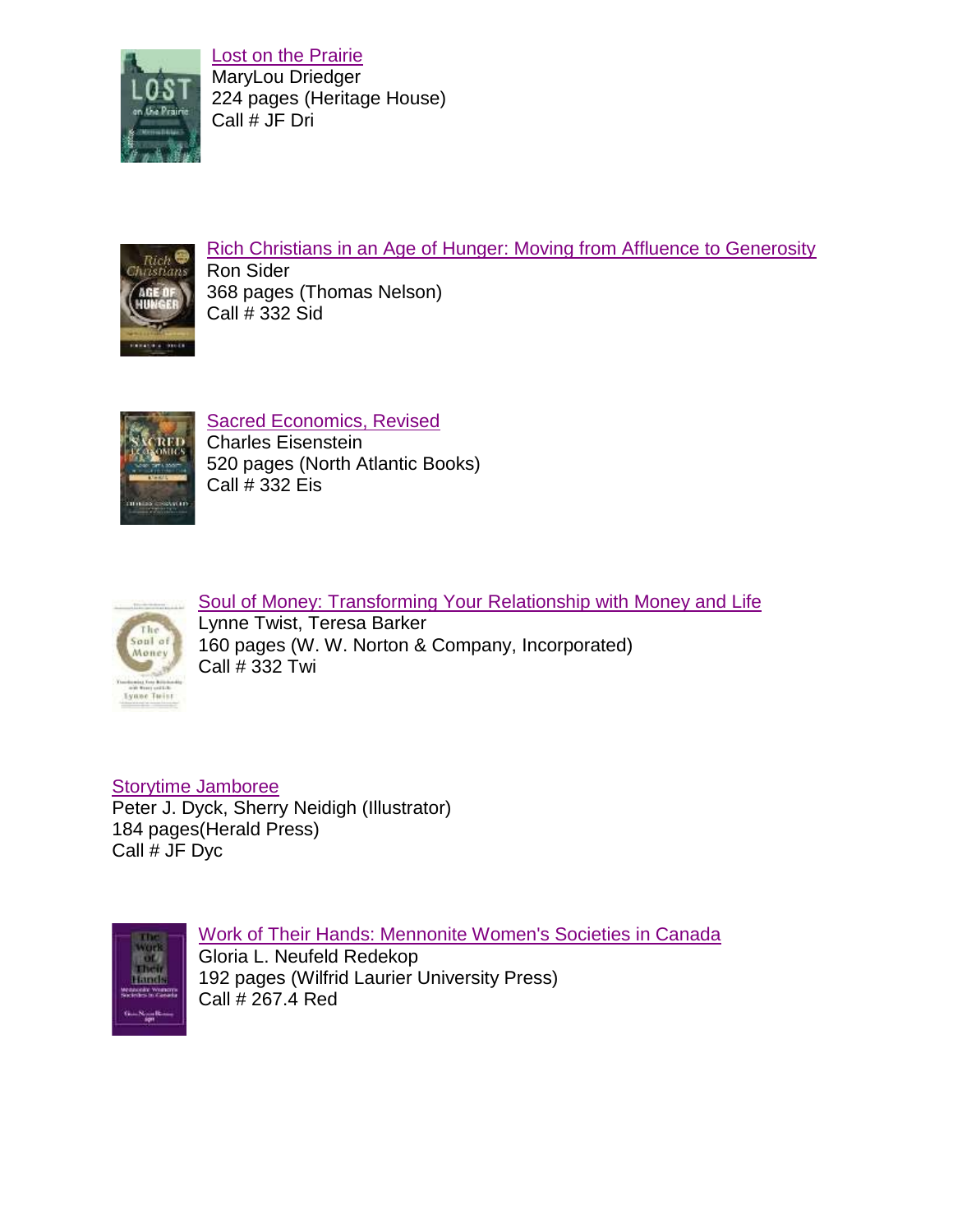[Lost on the Prairie]
MaryLou Driedger
224 pages (Heritage House)
Call # JF Dri

[Rich Christians in an Age of Hunger: Moving from Affluence to Generosity]
Ron Sider
368 pages (Thomas Nelson)
Call # 332 Sid

[Sacred Economics, Revised]
Charles Eisenstein
520 pages (North Atlantic Books)
Call # 332 Eis

[Soul of Money: Transforming Your Relationship with Money and Life]
Lynne Twist, Teresa Barker
160 pages (W. W. Norton & Company, Incorporated)
Call # 332 Twi

[Storytime Jamboree]
Peter J. Dyck, Sherry Neidigh (Illustrator)
184 pages(Herald Press)
Call # JF Dyc

[Work of Their Hands: Mennonite Women's Societies in Canada]
Gloria L. Neufeld Redekop
192 pages (Wilfrid Laurier University Press)
Call # 267.4 Red